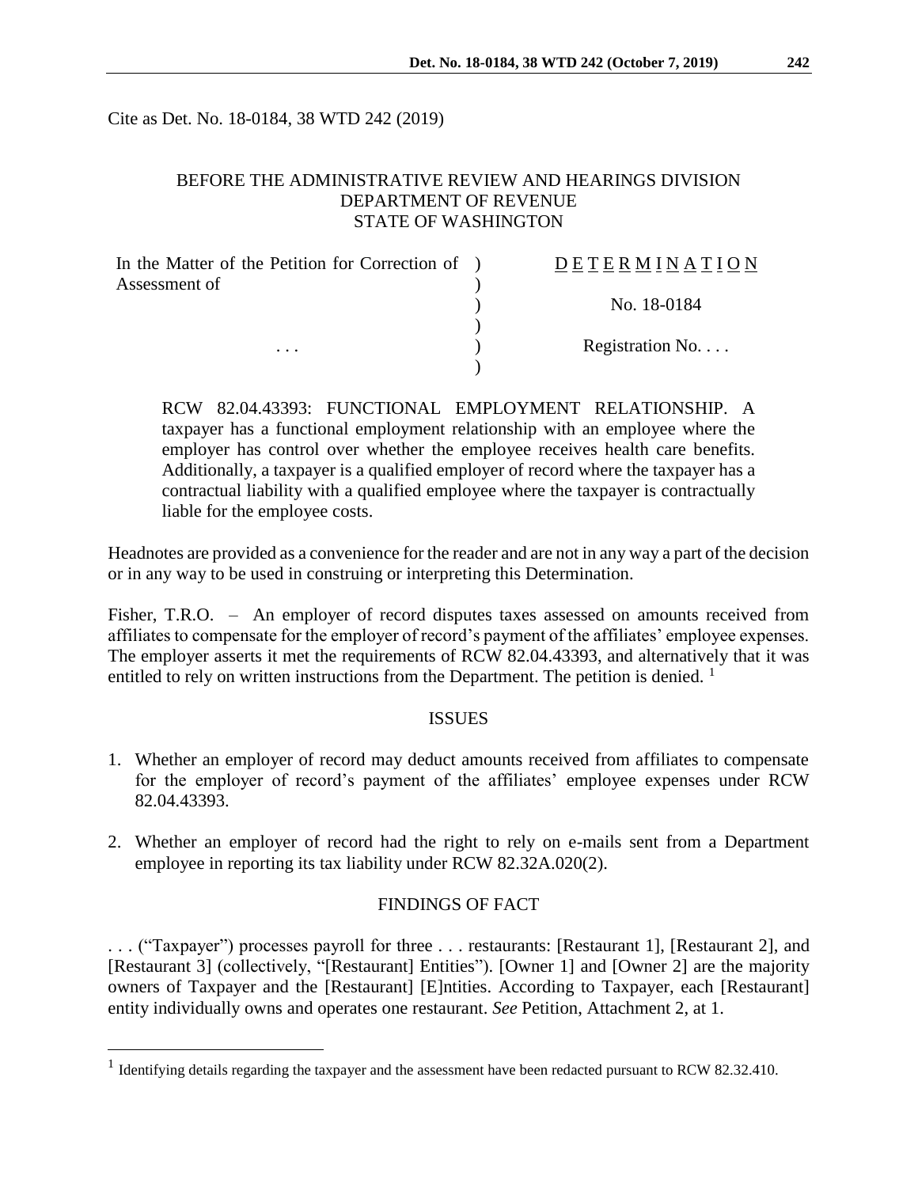Cite as Det. No. 18-0184, 38 WTD 242 (2019)

BEFORE THE ADMINISTRATIVE REVIEW AND HEARINGS DIVISION
DEPARTMENT OF REVENUE
STATE OF WASHINGTON

| In the Matter of the Petition for Correction of Assessment of | ) | D E T E R M I N A T I O N |
|---|---|---|
| | ) | |
| | ) | No. 18-0184 |
| | ) | |
| . . . | ) | Registration No. . . . |
| | ) | |

> RCW 82.04.43393: FUNCTIONAL EMPLOYMENT RELATIONSHIP. A taxpayer has a functional employment relationship with an employee where the employer has control over whether the employee receives health care benefits. Additionally, a taxpayer is a qualified employer of record where the taxpayer has a contractual liability with a qualified employee where the taxpayer is contractually liable for the employee costs.

Headnotes are provided as a convenience for the reader and are not in any way a part of the decision or in any way to be used in construing or interpreting this Determination.

Fisher, T.R.O. – An employer of record disputes taxes assessed on amounts received from affiliates to compensate for the employer of record's payment of the affiliates' employee expenses. The employer asserts it met the requirements of RCW 82.04.43393, and alternatively that it was entitled to rely on written instructions from the Department. The petition is denied. [1]

## ISSUES

1. Whether an employer of record may deduct amounts received from affiliates to compensate for the employer of record's payment of the affiliates' employee expenses under RCW 82.04.43393.
2. Whether an employer of record had the right to rely on e-mails sent from a Department employee in reporting its tax liability under RCW 82.32A.020(2).

## FINDINGS OF FACT

. . . ("Taxpayer") processes payroll for three . . . restaurants: [Restaurant 1], [Restaurant 2], and [Restaurant 3] (collectively, "[Restaurant] Entities"). [Owner 1] and [Owner 2] are the majority owners of Taxpayer and the [Restaurant] [E]ntities. According to Taxpayer, each [Restaurant] entity individually owns and operates one restaurant. *See* Petition, Attachment 2, at 1.

[1] Identifying details regarding the taxpayer and the assessment have been redacted pursuant to RCW 82.32.410.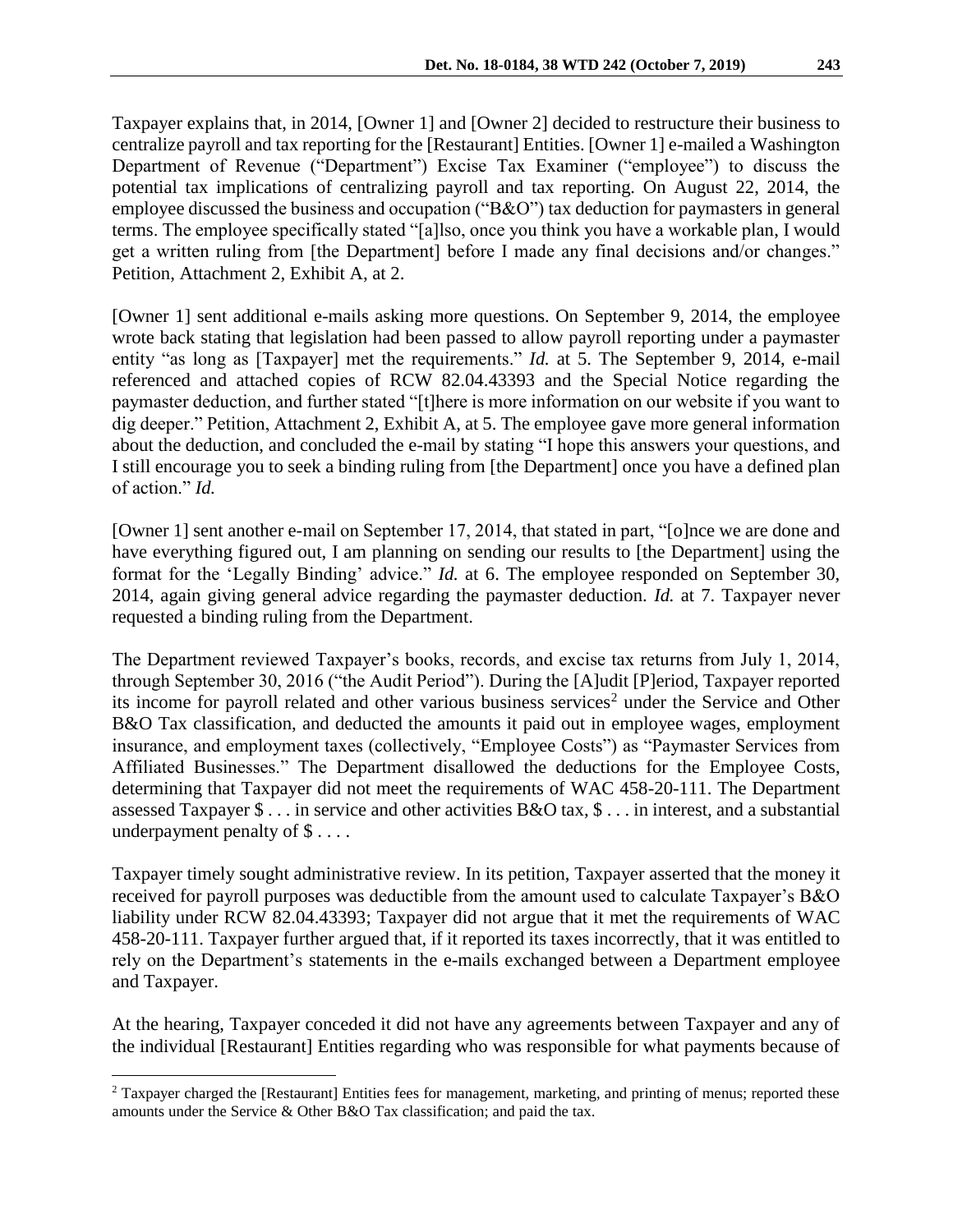Taxpayer explains that, in 2014, [Owner 1] and [Owner 2] decided to restructure their business to centralize payroll and tax reporting for the [Restaurant] Entities. [Owner 1] e-mailed a Washington Department of Revenue ("Department") Excise Tax Examiner ("employee") to discuss the potential tax implications of centralizing payroll and tax reporting. On August 22, 2014, the employee discussed the business and occupation ("B&O") tax deduction for paymasters in general terms. The employee specifically stated "[a]lso, once you think you have a workable plan, I would get a written ruling from [the Department] before I made any final decisions and/or changes." Petition, Attachment 2, Exhibit A, at 2.

[Owner 1] sent additional e-mails asking more questions. On September 9, 2014, the employee wrote back stating that legislation had been passed to allow payroll reporting under a paymaster entity "as long as [Taxpayer] met the requirements." *Id.* at 5. The September 9, 2014, e-mail referenced and attached copies of RCW 82.04.43393 and the Special Notice regarding the paymaster deduction, and further stated "[t]here is more information on our website if you want to dig deeper." Petition, Attachment 2, Exhibit A, at 5. The employee gave more general information about the deduction, and concluded the e-mail by stating "I hope this answers your questions, and I still encourage you to seek a binding ruling from [the Department] once you have a defined plan of action." *Id.*

[Owner 1] sent another e-mail on September 17, 2014, that stated in part, "[o]nce we are done and have everything figured out, I am planning on sending our results to [the Department] using the format for the 'Legally Binding' advice." *Id.* at 6. The employee responded on September 30, 2014, again giving general advice regarding the paymaster deduction. *Id.* at 7. Taxpayer never requested a binding ruling from the Department.

The Department reviewed Taxpayer's books, records, and excise tax returns from July 1, 2014, through September 30, 2016 ("the Audit Period"). During the [A]udit [P]eriod, Taxpayer reported its income for payroll related and other various business services[2] under the Service and Other B&O Tax classification, and deducted the amounts it paid out in employee wages, employment insurance, and employment taxes (collectively, "Employee Costs") as "Paymaster Services from Affiliated Businesses." The Department disallowed the deductions for the Employee Costs, determining that Taxpayer did not meet the requirements of WAC 458-20-111. The Department assessed Taxpayer $ . . . in service and other activities B&O tax, $ . . . in interest, and a substantial underpayment penalty of $ . . . .

Taxpayer timely sought administrative review. In its petition, Taxpayer asserted that the money it received for payroll purposes was deductible from the amount used to calculate Taxpayer's B&O liability under RCW 82.04.43393; Taxpayer did not argue that it met the requirements of WAC 458-20-111. Taxpayer further argued that, if it reported its taxes incorrectly, that it was entitled to rely on the Department's statements in the e-mails exchanged between a Department employee and Taxpayer.

At the hearing, Taxpayer conceded it did not have any agreements between Taxpayer and any of the individual [Restaurant] Entities regarding who was responsible for what payments because of

---

[2] Taxpayer charged the [Restaurant] Entities fees for management, marketing, and printing of menus; reported these amounts under the Service & Other B&O Tax classification; and paid the tax.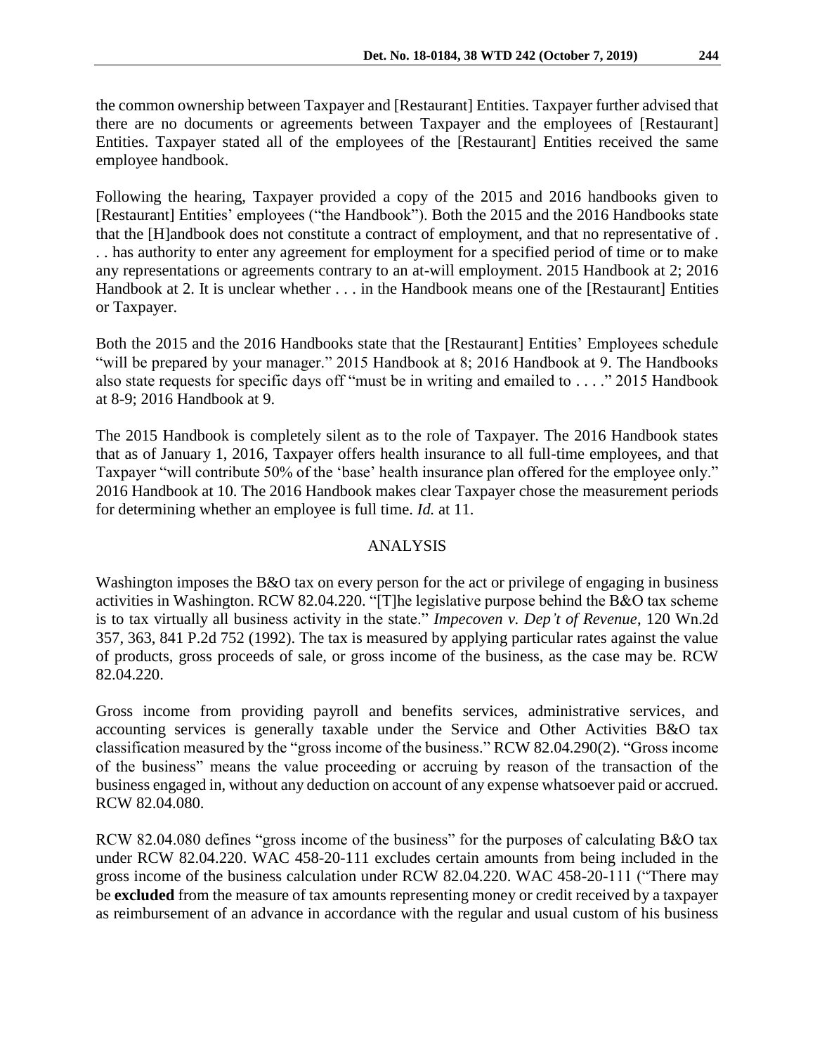the common ownership between Taxpayer and [Restaurant] Entities. Taxpayer further advised that there are no documents or agreements between Taxpayer and the employees of [Restaurant] Entities. Taxpayer stated all of the employees of the [Restaurant] Entities received the same employee handbook.

Following the hearing, Taxpayer provided a copy of the 2015 and 2016 handbooks given to [Restaurant] Entities' employees ("the Handbook"). Both the 2015 and the 2016 Handbooks state that the [H]andbook does not constitute a contract of employment, and that no representative of . . . has authority to enter any agreement for employment for a specified period of time or to make any representations or agreements contrary to an at-will employment. 2015 Handbook at 2; 2016 Handbook at 2. It is unclear whether . . . in the Handbook means one of the [Restaurant] Entities or Taxpayer.

Both the 2015 and the 2016 Handbooks state that the [Restaurant] Entities' Employees schedule "will be prepared by your manager." 2015 Handbook at 8; 2016 Handbook at 9. The Handbooks also state requests for specific days off "must be in writing and emailed to . . . ." 2015 Handbook at 8-9; 2016 Handbook at 9.

The 2015 Handbook is completely silent as to the role of Taxpayer. The 2016 Handbook states that as of January 1, 2016, Taxpayer offers health insurance to all full-time employees, and that Taxpayer "will contribute 50% of the 'base' health insurance plan offered for the employee only." 2016 Handbook at 10. The 2016 Handbook makes clear Taxpayer chose the measurement periods for determining whether an employee is full time. *Id.* at 11.

## ANALYSIS

Washington imposes the B&O tax on every person for the act or privilege of engaging in business activities in Washington. RCW 82.04.220. "[T]he legislative purpose behind the B&O tax scheme is to tax virtually all business activity in the state." *Impecoven v. Dep't of Revenue*, 120 Wn.2d 357, 363, 841 P.2d 752 (1992). The tax is measured by applying particular rates against the value of products, gross proceeds of sale, or gross income of the business, as the case may be. RCW 82.04.220.

Gross income from providing payroll and benefits services, administrative services, and accounting services is generally taxable under the Service and Other Activities B&O tax classification measured by the "gross income of the business." RCW 82.04.290(2). "Gross income of the business" means the value proceeding or accruing by reason of the transaction of the business engaged in, without any deduction on account of any expense whatsoever paid or accrued. RCW 82.04.080.

RCW 82.04.080 defines "gross income of the business" for the purposes of calculating B&O tax under RCW 82.04.220. WAC 458-20-111 excludes certain amounts from being included in the gross income of the business calculation under RCW 82.04.220. WAC 458-20-111 ("There may be **excluded** from the measure of tax amounts representing money or credit received by a taxpayer as reimbursement of an advance in accordance with the regular and usual custom of his business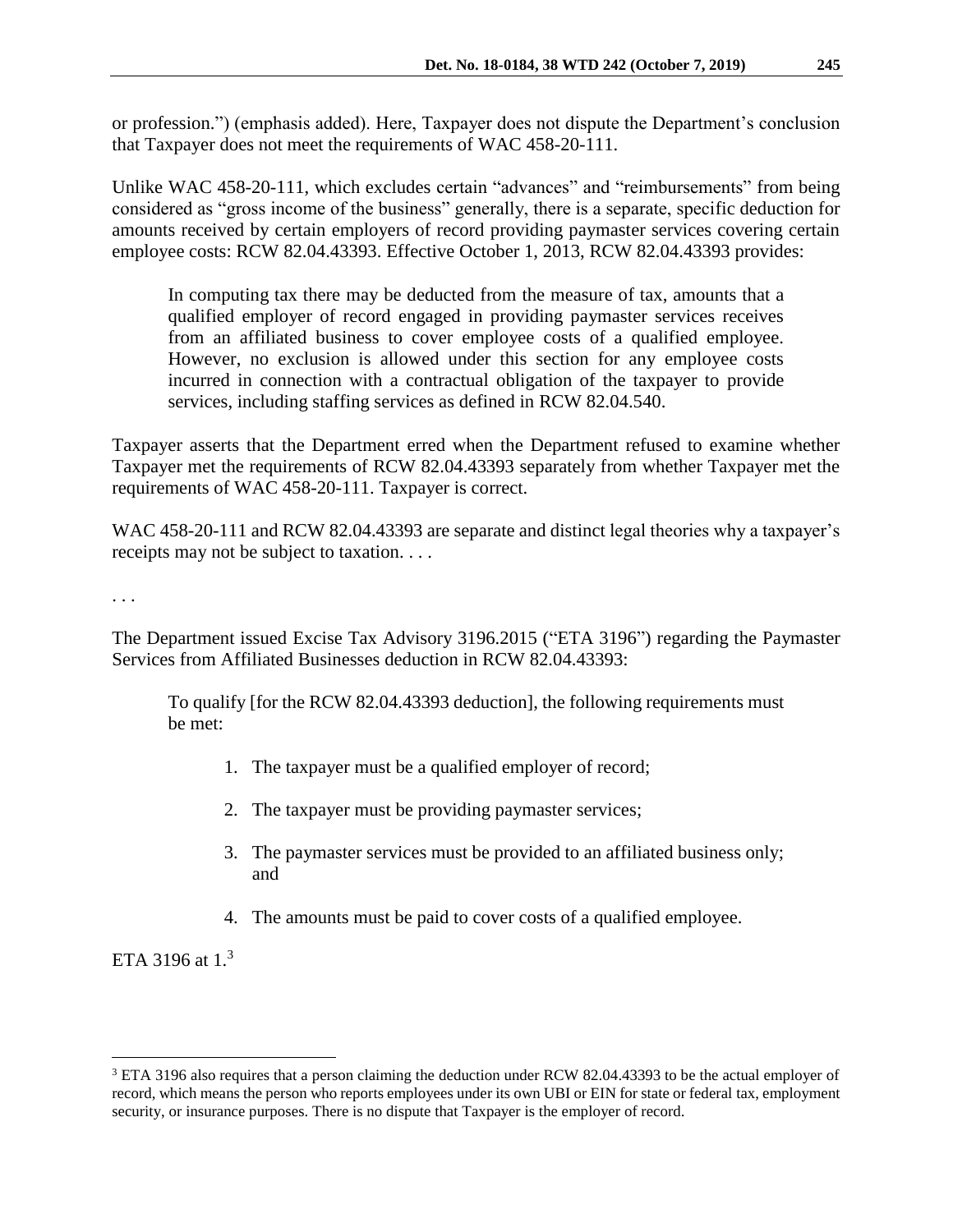or profession.") (emphasis added). Here, Taxpayer does not dispute the Department's conclusion that Taxpayer does not meet the requirements of WAC 458-20-111.

Unlike WAC 458-20-111, which excludes certain "advances" and "reimbursements" from being considered as "gross income of the business" generally, there is a separate, specific deduction for amounts received by certain employers of record providing paymaster services covering certain employee costs: RCW 82.04.43393. Effective October 1, 2013, RCW 82.04.43393 provides:

> In computing tax there may be deducted from the measure of tax, amounts that a qualified employer of record engaged in providing paymaster services receives from an affiliated business to cover employee costs of a qualified employee. However, no exclusion is allowed under this section for any employee costs incurred in connection with a contractual obligation of the taxpayer to provide services, including staffing services as defined in RCW 82.04.540.

Taxpayer asserts that the Department erred when the Department refused to examine whether Taxpayer met the requirements of RCW 82.04.43393 separately from whether Taxpayer met the requirements of WAC 458-20-111. Taxpayer is correct.

WAC 458-20-111 and RCW 82.04.43393 are separate and distinct legal theories why a taxpayer's receipts may not be subject to taxation. . . .

. . .

The Department issued Excise Tax Advisory 3196.2015 ("ETA 3196") regarding the Paymaster Services from Affiliated Businesses deduction in RCW 82.04.43393:

> To qualify [for the RCW 82.04.43393 deduction], the following requirements must be met:
>
> 1. The taxpayer must be a qualified employer of record;
> 2. The taxpayer must be providing paymaster services;
> 3. The paymaster services must be provided to an affiliated business only; and
> 4. The amounts must be paid to cover costs of a qualified employee.

ETA 3196 at 1.[3]

---

[3] ETA 3196 also requires that a person claiming the deduction under RCW 82.04.43393 to be the actual employer of record, which means the person who reports employees under its own UBI or EIN for state or federal tax, employment security, or insurance purposes. There is no dispute that Taxpayer is the employer of record.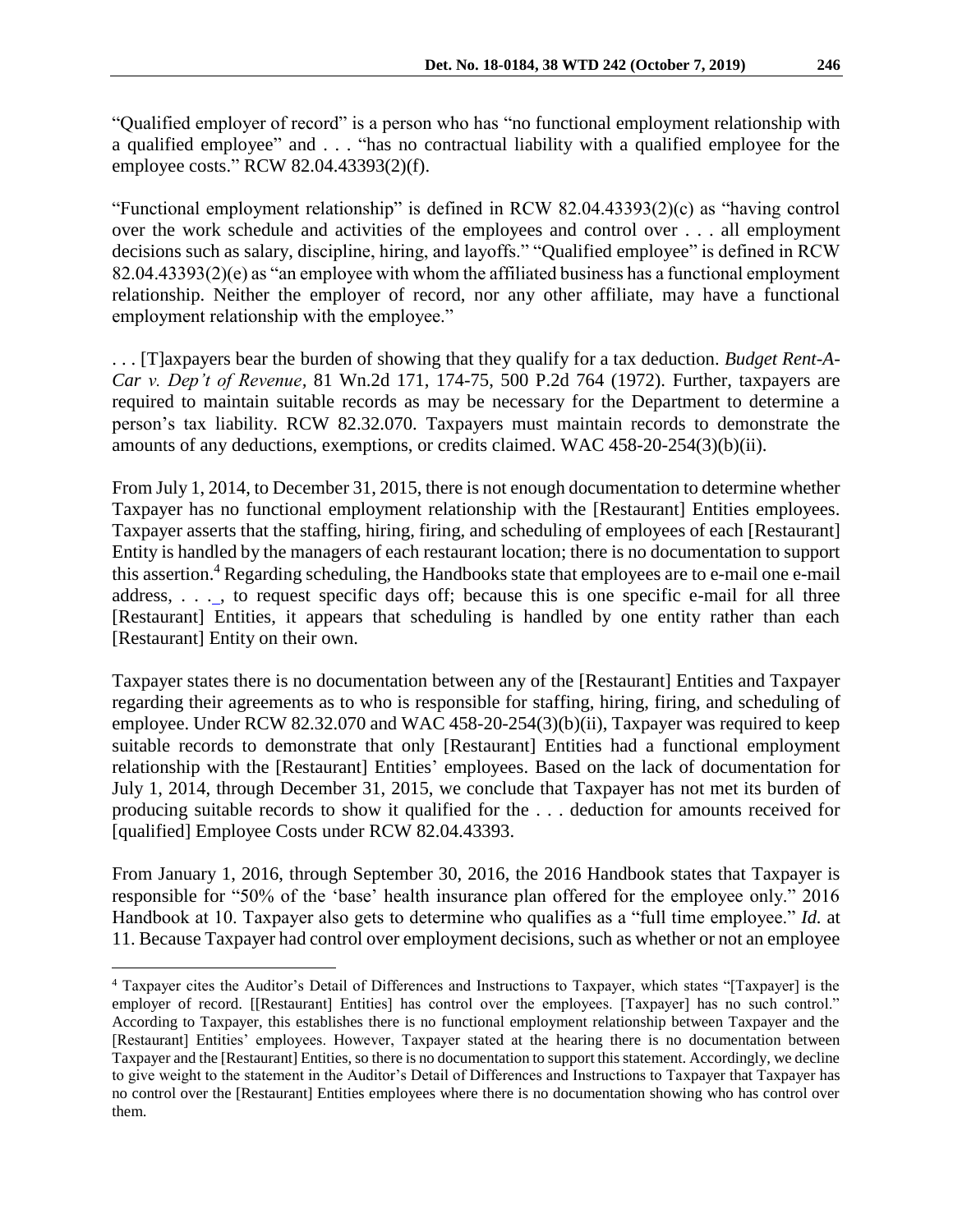"Qualified employer of record" is a person who has "no functional employment relationship with a qualified employee" and . . . "has no contractual liability with a qualified employee for the employee costs." RCW 82.04.43393(2)(f).

"Functional employment relationship" is defined in RCW 82.04.43393(2)(c) as "having control over the work schedule and activities of the employees and control over . . . all employment decisions such as salary, discipline, hiring, and layoffs." "Qualified employee" is defined in RCW 82.04.43393(2)(e) as "an employee with whom the affiliated business has a functional employment relationship. Neither the employer of record, nor any other affiliate, may have a functional employment relationship with the employee."

. . . [T]axpayers bear the burden of showing that they qualify for a tax deduction. *Budget Rent-A-Car v. Dep't of Revenue*, 81 Wn.2d 171, 174-75, 500 P.2d 764 (1972). Further, taxpayers are required to maintain suitable records as may be necessary for the Department to determine a person's tax liability. RCW 82.32.070. Taxpayers must maintain records to demonstrate the amounts of any deductions, exemptions, or credits claimed. WAC 458-20-254(3)(b)(ii).

From July 1, 2014, to December 31, 2015, there is not enough documentation to determine whether Taxpayer has no functional employment relationship with the [Restaurant] Entities employees. Taxpayer asserts that the staffing, hiring, firing, and scheduling of employees of each [Restaurant] Entity is handled by the managers of each restaurant location; there is no documentation to support this assertion.[4] Regarding scheduling, the Handbooks state that employees are to e-mail one e-mail address, . . ._, to request specific days off; because this is one specific e-mail for all three [Restaurant] Entities, it appears that scheduling is handled by one entity rather than each [Restaurant] Entity on their own.

Taxpayer states there is no documentation between any of the [Restaurant] Entities and Taxpayer regarding their agreements as to who is responsible for staffing, hiring, firing, and scheduling of employee. Under RCW 82.32.070 and WAC 458-20-254(3)(b)(ii), Taxpayer was required to keep suitable records to demonstrate that only [Restaurant] Entities had a functional employment relationship with the [Restaurant] Entities' employees. Based on the lack of documentation for July 1, 2014, through December 31, 2015, we conclude that Taxpayer has not met its burden of producing suitable records to show it qualified for the . . . deduction for amounts received for [qualified] Employee Costs under RCW 82.04.43393.

From January 1, 2016, through September 30, 2016, the 2016 Handbook states that Taxpayer is responsible for "50% of the 'base' health insurance plan offered for the employee only." 2016 Handbook at 10. Taxpayer also gets to determine who qualifies as a "full time employee." *Id.* at 11. Because Taxpayer had control over employment decisions, such as whether or not an employee

---

[4] Taxpayer cites the Auditor's Detail of Differences and Instructions to Taxpayer, which states "[Taxpayer] is the employer of record. [[Restaurant] Entities] has control over the employees. [Taxpayer] has no such control." According to Taxpayer, this establishes there is no functional employment relationship between Taxpayer and the [Restaurant] Entities' employees. However, Taxpayer stated at the hearing there is no documentation between Taxpayer and the [Restaurant] Entities, so there is no documentation to support this statement. Accordingly, we decline to give weight to the statement in the Auditor's Detail of Differences and Instructions to Taxpayer that Taxpayer has no control over the [Restaurant] Entities employees where there is no documentation showing who has control over them.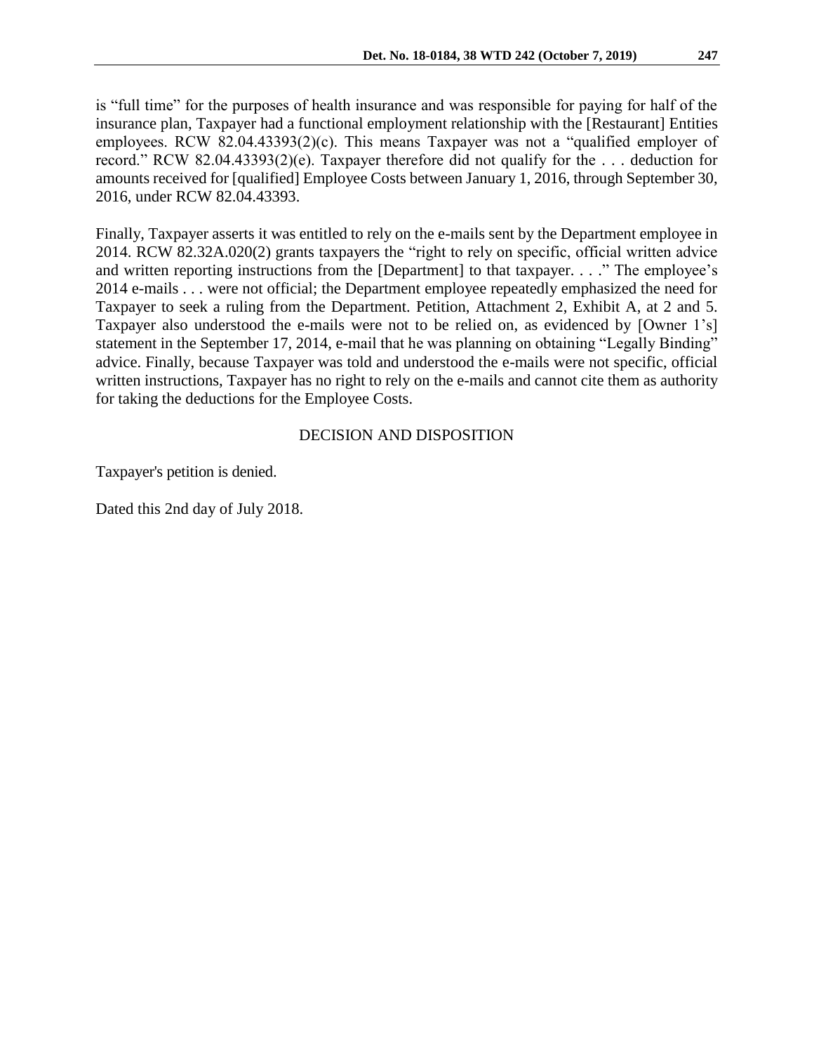is "full time" for the purposes of health insurance and was responsible for paying for half of the insurance plan, Taxpayer had a functional employment relationship with the [Restaurant] Entities employees. RCW 82.04.43393(2)(c). This means Taxpayer was not a "qualified employer of record." RCW 82.04.43393(2)(e). Taxpayer therefore did not qualify for the . . . deduction for amounts received for [qualified] Employee Costs between January 1, 2016, through September 30, 2016, under RCW 82.04.43393.

Finally, Taxpayer asserts it was entitled to rely on the e-mails sent by the Department employee in 2014. RCW 82.32A.020(2) grants taxpayers the "right to rely on specific, official written advice and written reporting instructions from the [Department] to that taxpayer. . . ." The employee's 2014 e-mails . . . were not official; the Department employee repeatedly emphasized the need for Taxpayer to seek a ruling from the Department. Petition, Attachment 2, Exhibit A, at 2 and 5. Taxpayer also understood the e-mails were not to be relied on, as evidenced by [Owner 1's] statement in the September 17, 2014, e-mail that he was planning on obtaining "Legally Binding" advice. Finally, because Taxpayer was told and understood the e-mails were not specific, official written instructions, Taxpayer has no right to rely on the e-mails and cannot cite them as authority for taking the deductions for the Employee Costs.

## DECISION AND DISPOSITION

Taxpayer's petition is denied.

Dated this 2nd day of July 2018.